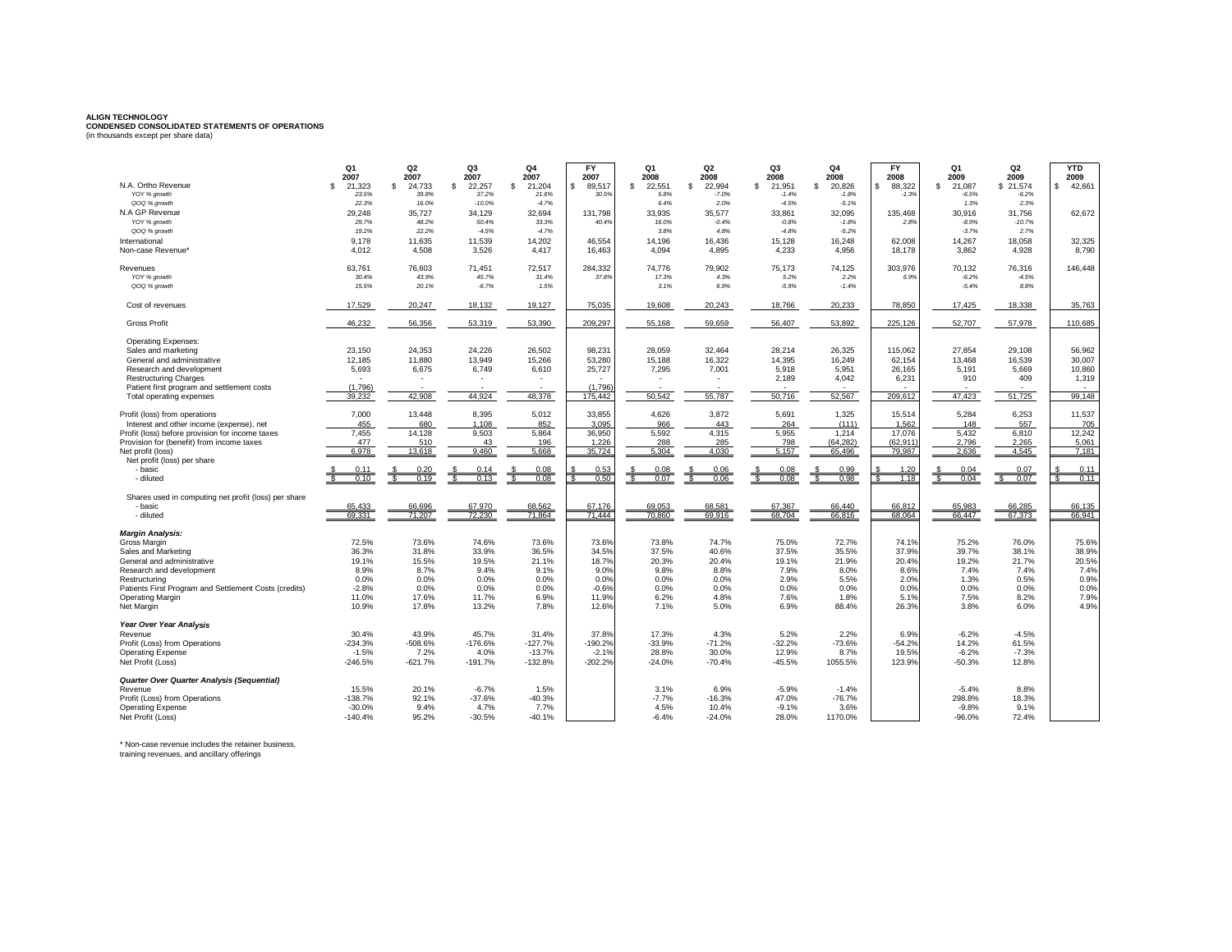**ALIGN TECHNOLOGY**
**CONDENSED CONSOLIDATED STATEMENTS OF OPERATIONS**
(in thousands except per share data)

| | Q1 2007 | Q2 2007 | Q3 2007 | Q4 2007 | FY 2007 | Q1 2008 | Q2 2008 | Q3 2008 | Q4 2008 | FY 2008 | Q1 2009 | Q2 2009 | YTD 2009 |
|---|---|---|---|---|---|---|---|---|---|---|---|---|---|
| N.A. Ortho Revenue | $ 21,323 | $ 24,733 | $ 22,257 | $ 21,204 | $ 89,517 | $ 22,551 | $ 22,994 | $ 21,951 | $ 20,826 | $ 88,322 | $ 21,087 | $ 21,574 | $ 42,661 |
| *YOY % growth* | *23.5%* | *39.8%* | *37.2%* | *21.6%* | *30.5%* | *5.8%* | *-7.0%* | *-1.4%* | *-1.8%* | *-1.3%* | *-6.5%* | *-6.2%* | |
| *QOQ % growth* | *22.3%* | *16.0%* | *-10.0%* | *-4.7%* | | *6.4%* | *2.0%* | *-4.5%* | *-5.1%* | | *1.3%* | *2.3%* | |
| N.A GP Revenue | 29,248 | 35,727 | 34,129 | 32,694 | 131,798 | 33,935 | 35,577 | 33,861 | 32,095 | 135,468 | 30,916 | 31,756 | 62,672 |
| *YOY % growth* | *29.7%* | *48.2%* | *50.4%* | *33.3%* | *40.4%* | *16.0%* | *-0.4%* | *-0.8%* | *-1.8%* | *2.8%* | *-8.9%* | *-10.7%* | |
| *QOQ % growth* | *19.2%* | *22.2%* | *-4.5%* | *-4.2%* | | *3.8%* | *4.8%* | *-4.8%* | *-5.2%* | | *-3.7%* | *2.7%* | |
| International | 9,178 | 11,635 | 11,539 | 14,202 | 46,554 | 14,196 | 16,436 | 15,128 | 16,248 | 62,008 | 14,267 | 18,058 | 32,325 |
| Non-case Revenue* | 4,012 | 4,508 | 3,526 | 4,417 | 16,463 | 4,094 | 4,895 | 4,233 | 4,956 | 18,178 | 3,862 | 4,928 | 8,790 |
| Revenues | 63,761 | 76,603 | 71,451 | 72,517 | 284,332 | 74,776 | 79,902 | 75,173 | 74,125 | 303,976 | 70,132 | 76,316 | 146,448 |
| *YOY % growth* | *30.4%* | *43.9%* | *45.7%* | *31.4%* | *37.8%* | *17.3%* | *4.3%* | *5.2%* | *2.2%* | *6.9%* | *-6.2%* | *-4.5%* | |
| *QOQ % growth* | *15.5%* | *20.1%* | *-6.7%* | *1.5%* | | *3.1%* | *6.9%* | *-5.9%* | *-1.4%* | | *-5.4%* | *8.8%* | |
| Cost of revenues | 17,529 | 20,247 | 18,132 | 19,127 | 75,035 | 19,608 | 20,243 | 18,766 | 20,233 | 78,850 | 17,425 | 18,338 | 35,763 |
| Gross Profit | 46,232 | 56,356 | 53,319 | 53,390 | 209,297 | 55,168 | 59,659 | 56,407 | 53,892 | 225,126 | 52,707 | 57,978 | 110,685 |
| Operating Expenses: | | | | | | | | | | | | | |
| Sales and marketing | 23,150 | 24,353 | 24,226 | 26,502 | 98,231 | 28,059 | 32,464 | 28,214 | 26,325 | 115,062 | 27,854 | 29,108 | 56,962 |
| General and administrative | 12,185 | 11,880 | 13,949 | 15,266 | 53,280 | 15,188 | 16,322 | 14,395 | 16,249 | 62,154 | 13,468 | 16,539 | 30,007 |
| Research and development | 5,693 | 6,675 | 6,749 | 6,610 | 25,727 | 7,295 | 7,001 | 5,918 | 5,951 | 26,165 | 5,191 | 5,669 | 10,860 |
| Restructuring Charges | - | - | - | - | - | - | - | 2,189 | 4,042 | 6,231 | 910 | 409 | 1,319 |
| Patient first program and settlement costs | (1,796) | - | - | - | (1,796) | - | - | - | - | - | - | - | - |
| Total operating expenses | 39,232 | 42,908 | 44,924 | 48,378 | 175,442 | 50,542 | 55,787 | 50,716 | 52,567 | 209,612 | 47,423 | 51,725 | 99,148 |
| Profit (loss) from operations | 7,000 | 13,448 | 8,395 | 5,012 | 33,855 | 4,626 | 3,872 | 5,691 | 1,325 | 15,514 | 5,284 | 6,253 | 11,537 |
| Interest and other income (expense), net | 455 | 680 | 1,108 | 852 | 3,095 | 966 | 443 | 264 | (111) | 1,562 | 148 | 557 | 705 |
| Profit (loss) before provision for income taxes | 7,455 | 14,128 | 9,503 | 5,864 | 36,950 | 5,592 | 4,315 | 5,955 | 1,214 | 17,076 | 5,432 | 6,810 | 12,242 |
| Provision for (benefit) from income taxes | 477 | 510 | 43 | 196 | 1,226 | 288 | 285 | 798 | (64,282) | (62,911) | 2,796 | 2,265 | 5,061 |
| Net profit (loss) | 6,978 | 13,618 | 9,460 | 5,668 | 35,724 | 5,304 | 4,030 | 5,157 | 65,496 | 79,987 | 2,636 | 4,545 | 7,181 |
| Net profit (loss) per share | | | | | | | | | | | | | |
| - basic | $ 0.11 | $ 0.20 | $ 0.14 | $ 0.08 | $ 0.53 | $ 0.08 | $ 0.06 | $ 0.08 | $ 0.99 | $ 1.20 | $ 0.04 | $ 0.07 | $ 0.11 |
| - diluted | $ 0.10 | $ 0.19 | $ 0.13 | $ 0.08 | $ 0.50 | $ 0.07 | $ 0.06 | $ 0.08 | $ 0.98 | $ 1.18 | $ 0.04 | $ 0.07 | $ 0.11 |
| Shares used in computing net profit (loss) per share | | | | | | | | | | | | | |
| - basic | 65,433 | 66,696 | 67,970 | 68,562 | 67,176 | 69,053 | 68,581 | 67,367 | 66,440 | 66,812 | 65,983 | 66,285 | 66,135 |
| - diluted | 69,331 | 71,207 | 72,230 | 71,864 | 71,444 | 70,860 | 69,916 | 68,704 | 66,816 | 68,064 | 66,447 | 67,373 | 66,941 |
| ***Margin Analysis:*** | | | | | | | | | | | | | |
| Gross Margin | 72.5% | 73.6% | 74.6% | 73.6% | 73.6% | 73.8% | 74.7% | 75.0% | 72.7% | 74.1% | 75.2% | 76.0% | 75.6% |
| Sales and Marketing | 36.3% | 31.8% | 33.9% | 36.5% | 34.5% | 37.5% | 40.6% | 37.5% | 35.5% | 37.9% | 39.7% | 38.1% | 38.9% |
| General and administrative | 19.1% | 15.5% | 19.5% | 21.1% | 18.7% | 20.3% | 20.4% | 19.1% | 21.9% | 20.4% | 19.2% | 21.7% | 20.5% |
| Research and development | 8.9% | 8.7% | 9.4% | 9.1% | 9.0% | 9.8% | 8.8% | 7.9% | 8.0% | 8.6% | 7.4% | 7.4% | 7.4% |
| Restructuring | 0.0% | 0.0% | 0.0% | 0.0% | 0.0% | 0.0% | 0.0% | 2.9% | 5.5% | 2.0% | 1.3% | 0.5% | 0.9% |
| Patients First Program and Settlement Costs (credits) | -2.8% | 0.0% | 0.0% | 0.0% | -0.6% | 0.0% | 0.0% | 0.0% | 0.0% | 0.0% | 0.0% | 0.0% | 0.0% |
| Operating Margin | 11.0% | 17.6% | 11.7% | 6.9% | 11.9% | 6.2% | 4.8% | 7.6% | 1.8% | 5.1% | 7.5% | 8.2% | 7.9% |
| Net Margin | 10.9% | 17.8% | 13.2% | 7.8% | 12.6% | 7.1% | 5.0% | 6.9% | 88.4% | 26.3% | 3.8% | 6.0% | 4.9% |
| ***Year Over Year Analysis*** | | | | | | | | | | | | | |
| Revenue | 30.4% | 43.9% | 45.7% | 31.4% | 37.8% | 17.3% | 4.3% | 5.2% | 2.2% | 6.9% | -6.2% | -4.5% | |
| Profit (Loss) from Operations | -234.3% | -508.6% | -176.6% | -127.7% | -190.2% | -33.9% | -71.2% | -32.2% | -73.6% | -54.2% | 14.2% | 61.5% | |
| Operating Expense | -1.5% | 7.2% | 4.0% | -13.7% | -2.1% | 28.8% | 30.0% | 12.9% | 8.7% | 19.5% | -6.2% | -7.3% | |
| Net Profit (Loss) | -246.5% | -621.7% | -191.7% | -132.8% | -202.2% | -24.0% | -70.4% | -45.5% | 1055.5% | 123.9% | -50.3% | 12.8% | |
| ***Quarter Over Quarter Analysis (Sequential)*** | | | | | | | | | | | | | |
| Revenue | 15.5% | 20.1% | -6.7% | 1.5% | | 3.1% | 6.9% | -5.9% | -1.4% | | -5.4% | 8.8% | |
| Profit (Loss) from Operations | -138.7% | 92.1% | -37.6% | -40.3% | | -7.7% | -16.3% | 47.0% | -76.7% | | 298.8% | 18.3% | |
| Operating Expense | -30.0% | 9.4% | 4.7% | 7.7% | | 4.5% | 10.4% | -9.1% | 3.6% | | -9.8% | 9.1% | |
| Net Profit (Loss) | -140.4% | 95.2% | -30.5% | -40.1% | | -6.4% | -24.0% | 28.0% | 1170.0% | | -96.0% | 72.4% | |

\* Non-case revenue includes the retainer business, training revenues, and ancillary offerings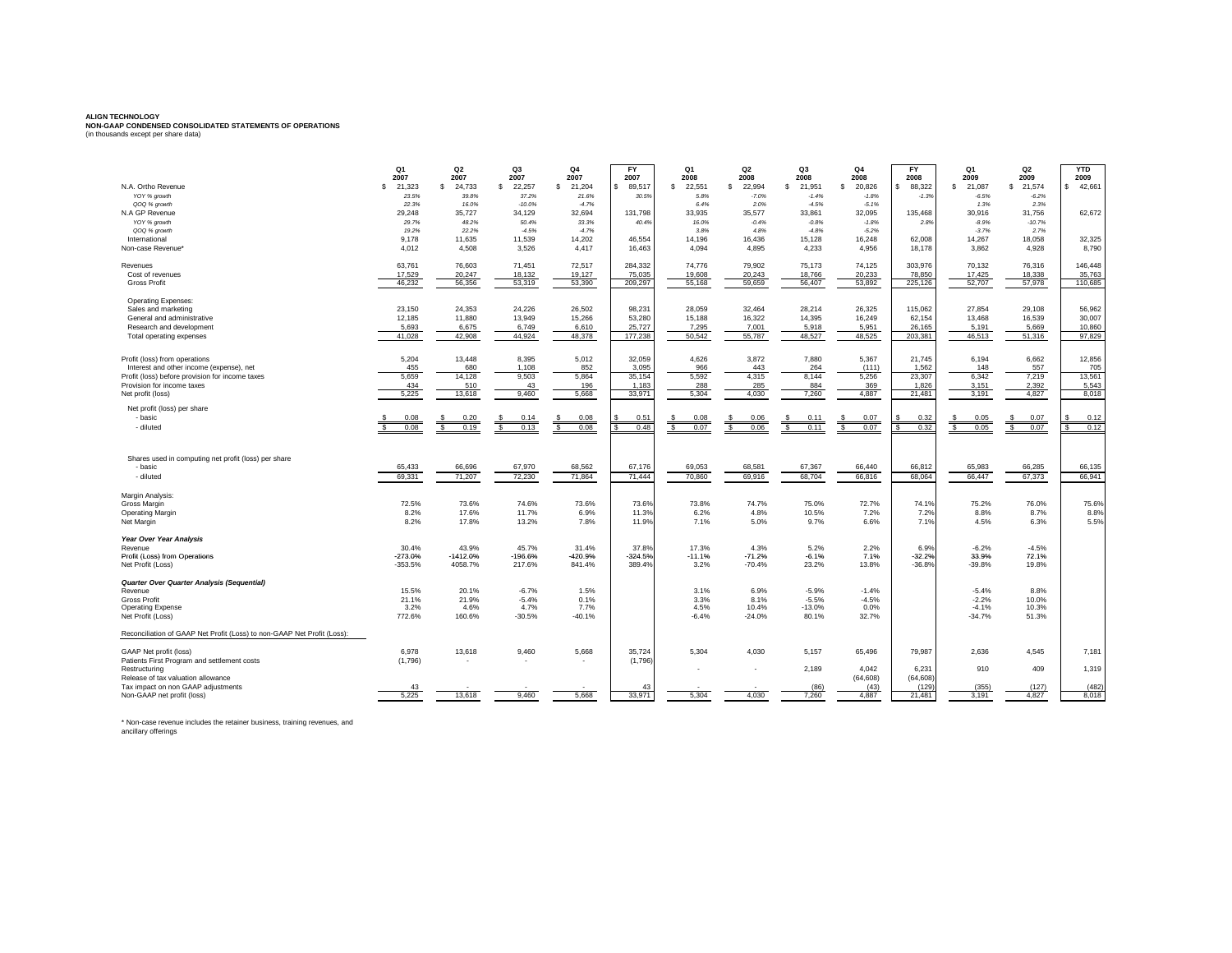**ALIGN TECHNOLOGY**
**NON-GAAP CONDENSED CONSOLIDATED STATEMENTS OF OPERATIONS**
(in thousands except per share data)

| | Q1 2007 | Q2 2007 | Q3 2007 | Q4 2007 | FY 2007 | Q1 2008 | Q2 2008 | Q3 2008 | Q4 2008 | FY 2008 | Q1 2009 | Q2 2009 | YTD 2009 |
|---|---|---|---|---|---|---|---|---|---|---|---|---|---|
| N.A. Ortho Revenue | $ 21,323 | $ 24,733 | $ 22,257 | $ 21,204 | $ 89,517 | $ 22,551 | $ 22,994 | $ 21,951 | $ 20,826 | $ 88,322 | $ 21,087 | $ 21,574 | $ 42,661 |
| *YOY % growth* | *23.5%* | *39.8%* | *37.2%* | *21.6%* | *30.5%* | *5.8%* | *-7.0%* | *-1.4%* | *-1.8%* | *-1.3%* | *-6.5%* | *-6.2%* | |
| *QOQ % growth* | *22.3%* | *16.0%* | *-10.0%* | *-4.7%* | | *6.4%* | *2.0%* | *-4.5%* | *-5.1%* | | *1.3%* | *2.3%* | |
| N.A GP Revenue | 29,248 | 35,727 | 34,129 | 32,694 | 131,798 | 33,935 | 35,577 | 33,861 | 32,095 | 135,468 | 30,916 | 31,756 | 62,672 |
| *YOY % growth* | *29.7%* | *48.2%* | *50.4%* | *33.3%* | *40.4%* | *16.0%* | *-0.4%* | *-0.8%* | *-1.8%* | *2.8%* | *-8.9%* | *-10.7%* | |
| *QOQ % growth* | *19.2%* | *22.2%* | *-4.5%* | *-4.2%* | | *3.8%* | *4.8%* | *-4.8%* | *-5.2%* | | *-3.7%* | *2.7%* | |
| International | 9,178 | 11,635 | 11,539 | 14,202 | 46,554 | 14,196 | 16,436 | 15,128 | 16,248 | 62,008 | 14,267 | 18,058 | 32,325 |
| Non-case Revenue* | 4,012 | 4,508 | 3,526 | 4,417 | 16,463 | 4,094 | 4,895 | 4,233 | 4,956 | 18,178 | 3,862 | 4,928 | 8,790 |
| Revenues | 63,761 | 76,603 | 71,451 | 72,517 | 284,332 | 74,776 | 79,902 | 75,173 | 74,125 | 303,976 | 70,132 | 76,316 | 146,448 |
| Cost of revenues | 17,529 | 20,247 | 18,132 | 19,127 | 75,035 | 19,608 | 20,243 | 18,766 | 20,233 | 78,850 | 17,425 | 18,338 | 35,763 |
| Gross Profit | 46,232 | 56,356 | 53,319 | 53,390 | 209,297 | 55,168 | 59,659 | 56,407 | 53,892 | 225,126 | 52,707 | 57,978 | 110,685 |
| Operating Expenses: | | | | | | | | | | | | | |
| Sales and marketing | 23,150 | 24,353 | 24,226 | 26,502 | 98,231 | 28,059 | 32,464 | 28,214 | 26,325 | 115,062 | 27,854 | 29,108 | 56,962 |
| General and administrative | 12,185 | 11,880 | 13,949 | 15,266 | 53,280 | 15,188 | 16,322 | 14,395 | 16,249 | 62,154 | 13,468 | 16,539 | 30,007 |
| Research and development | 5,693 | 6,675 | 6,749 | 6,610 | 25,727 | 7,295 | 7,001 | 5,918 | 5,951 | 26,165 | 5,191 | 5,669 | 10,860 |
| Total operating expenses | 41,028 | 42,908 | 44,924 | 48,378 | 177,238 | 50,542 | 55,787 | 48,527 | 48,525 | 203,381 | 46,513 | 51,316 | 97,829 |
| Profit (loss) from operations | 5,204 | 13,448 | 8,395 | 5,012 | 32,059 | 4,626 | 3,872 | 7,880 | 5,367 | 21,745 | 6,194 | 6,662 | 12,856 |
| Interest and other income (expense), net | 455 | 680 | 1,108 | 852 | 3,095 | 966 | 443 | 264 | (111) | 1,562 | 148 | 557 | 705 |
| Profit (loss) before provision for income taxes | 5,659 | 14,128 | 9,503 | 5,864 | 35,154 | 5,592 | 4,315 | 8,144 | 5,256 | 23,307 | 6,342 | 7,219 | 13,561 |
| Provision for income taxes | 434 | 510 | 43 | 196 | 1,183 | 288 | 285 | 884 | 369 | 1,826 | 3,151 | 2,392 | 5,543 |
| Net profit (loss) | 5,225 | 13,618 | 9,460 | 5,668 | 33,971 | 5,304 | 4,030 | 7,260 | 4,887 | 21,481 | 3,191 | 4,827 | 8,018 |
| Net profit (loss) per share | | | | | | | | | | | | | |
| - basic | $ 0.08 | $ 0.20 | $ 0.14 | $ 0.08 | $ 0.51 | $ 0.08 | $ 0.06 | $ 0.11 | $ 0.07 | $ 0.32 | $ 0.05 | $ 0.07 | $ 0.12 |
| - diluted | $ 0.08 | $ 0.19 | $ 0.13 | $ 0.08 | $ 0.48 | $ 0.07 | $ 0.06 | $ 0.11 | $ 0.07 | $ 0.32 | $ 0.05 | $ 0.07 | $ 0.12 |
| Shares used in computing net profit (loss) per share | | | | | | | | | | | | | |
| - basic | 65,433 | 66,696 | 67,970 | 68,562 | 67,176 | 69,053 | 68,581 | 67,367 | 66,440 | 66,812 | 65,983 | 66,285 | 66,135 |
| - diluted | 69,331 | 71,207 | 72,230 | 71,864 | 71,444 | 70,860 | 69,916 | 68,704 | 66,816 | 68,064 | 66,447 | 67,373 | 66,941 |
| Margin Analysis: | | | | | | | | | | | | | |
| Gross Margin | 72.5% | 73.6% | 74.6% | 73.6% | 73.6% | 73.8% | 74.7% | 75.0% | 72.7% | 74.1% | 75.2% | 76.0% | 75.6% |
| Operating Margin | 8.2% | 17.6% | 11.7% | 6.9% | 11.3% | 6.2% | 4.8% | 10.5% | 7.2% | 7.2% | 8.8% | 8.7% | 8.8% |
| Net Margin | 8.2% | 17.8% | 13.2% | 7.8% | 11.9% | 7.1% | 5.0% | 9.7% | 6.6% | 7.1% | 4.5% | 6.3% | 5.5% |
| ***Year Over Year Analysis*** | | | | | | | | | | | | | |
| Revenue | 30.4% | 43.9% | 45.7% | 31.4% | 37.8% | 17.3% | 4.3% | 5.2% | 2.2% | 6.9% | -6.2% | -4.5% | |
| Profit (Loss) from Operations | -273.0% | -1412.0% | -196.6% | -420.9% | -324.5% | -11.1% | -71.2% | -6.1% | 7.1% | -32.2% | 33.9% | 72.1% | |
| Net Profit (Loss) | -353.5% | 4058.7% | 217.6% | 841.4% | 389.4% | 3.2% | -70.4% | 23.2% | 13.8% | -36.8% | -39.8% | 19.8% | |
| ***Quarter Over Quarter Analysis (Sequential)*** | | | | | | | | | | | | | |
| Revenue | 15.5% | 20.1% | -6.7% | 1.5% | | 3.1% | 6.9% | -5.9% | -1.4% | | -5.4% | 8.8% | |
| Gross Profit | 21.1% | 21.9% | -5.4% | 0.1% | | 3.3% | 8.1% | -5.5% | -4.5% | | -2.2% | 10.0% | |
| Operating Expense | 3.2% | 4.6% | 4.7% | 7.7% | | 4.5% | 10.4% | -13.0% | 0.0% | | -4.1% | 10.3% | |
| Net Profit (Loss) | 772.6% | 160.6% | -30.5% | -40.1% | | -6.4% | -24.0% | 80.1% | 32.7% | | -34.7% | 51.3% | |
| Reconciliation of GAAP Net Profit (Loss) to non-GAAP Net Profit (Loss): | | | | | | | | | | | | | |
| GAAP Net profit (loss) | 6,978 | 13,618 | 9,460 | 5,668 | 35,724 | 5,304 | 4,030 | 5,157 | 65,496 | 79,987 | 2,636 | 4,545 | 7,181 |
| Patients First Program and settlement costs | (1,796) | - | - | - | (1,796) | | | | | | | | |
| Restructuring | | | | | | - | - | 2,189 | 4,042 | 6,231 | 910 | 409 | 1,319 |
| Release of tax valuation allowance | | | | | | | | | (64,608) | (64,608) | | | |
| Tax impact on non GAAP adjustments | 43 | - | - | - | 43 | - | - | (86) | (43) | (129) | (355) | (127) | (482) |
| Non-GAAP net profit (loss) | 5,225 | 13,618 | 9,460 | 5,668 | 33,971 | 5,304 | 4,030 | 7,260 | 4,887 | 21,481 | 3,191 | 4,827 | 8,018 |

\* Non-case revenue includes the retainer business, training revenues, and ancillary offerings